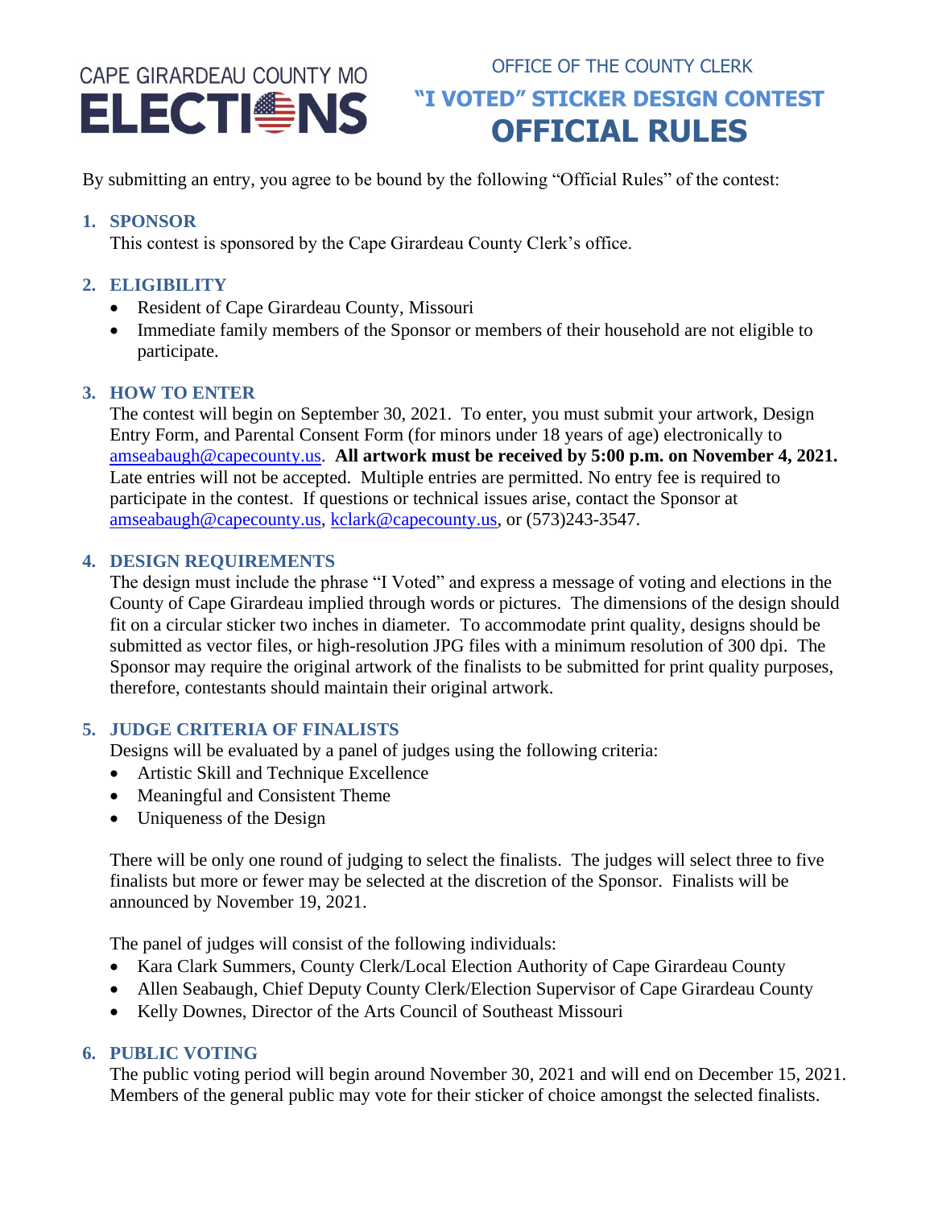CAPE GIRARDEAU COUNTY MO
# ELECTIONS

OFFICE OF THE COUNTY CLERK

## "I VOTED" STICKER DESIGN CONTEST

# OFFICIAL RULES

By submitting an entry, you agree to be bound by the following "Official Rules" of the contest:

### 1. SPONSOR

This contest is sponsored by the Cape Girardeau County Clerk's office.

### 2. ELIGIBILITY

- Resident of Cape Girardeau County, Missouri
- Immediate family members of the Sponsor or members of their household are not eligible to participate.

### 3. HOW TO ENTER

The contest will begin on September 30, 2021. To enter, you must submit your artwork, Design Entry Form, and Parental Consent Form (for minors under 18 years of age) electronically to amseabaugh@capecounty.us. **All artwork must be received by 5:00 p.m. on November 4, 2021.** Late entries will not be accepted. Multiple entries are permitted. No entry fee is required to participate in the contest. If questions or technical issues arise, contact the Sponsor at amseabaugh@capecounty.us, kclark@capecounty.us, or (573)243-3547.

### 4. DESIGN REQUIREMENTS

The design must include the phrase "I Voted" and express a message of voting and elections in the County of Cape Girardeau implied through words or pictures. The dimensions of the design should fit on a circular sticker two inches in diameter. To accommodate print quality, designs should be submitted as vector files, or high-resolution JPG files with a minimum resolution of 300 dpi. The Sponsor may require the original artwork of the finalists to be submitted for print quality purposes, therefore, contestants should maintain their original artwork.

### 5. JUDGE CRITERIA OF FINALISTS

Designs will be evaluated by a panel of judges using the following criteria:

- Artistic Skill and Technique Excellence
- Meaningful and Consistent Theme
- Uniqueness of the Design

There will be only one round of judging to select the finalists. The judges will select three to five finalists but more or fewer may be selected at the discretion of the Sponsor. Finalists will be announced by November 19, 2021.

The panel of judges will consist of the following individuals:

- Kara Clark Summers, County Clerk/Local Election Authority of Cape Girardeau County
- Allen Seabaugh, Chief Deputy County Clerk/Election Supervisor of Cape Girardeau County
- Kelly Downes, Director of the Arts Council of Southeast Missouri

### 6. PUBLIC VOTING

The public voting period will begin around November 30, 2021 and will end on December 15, 2021. Members of the general public may vote for their sticker of choice amongst the selected finalists.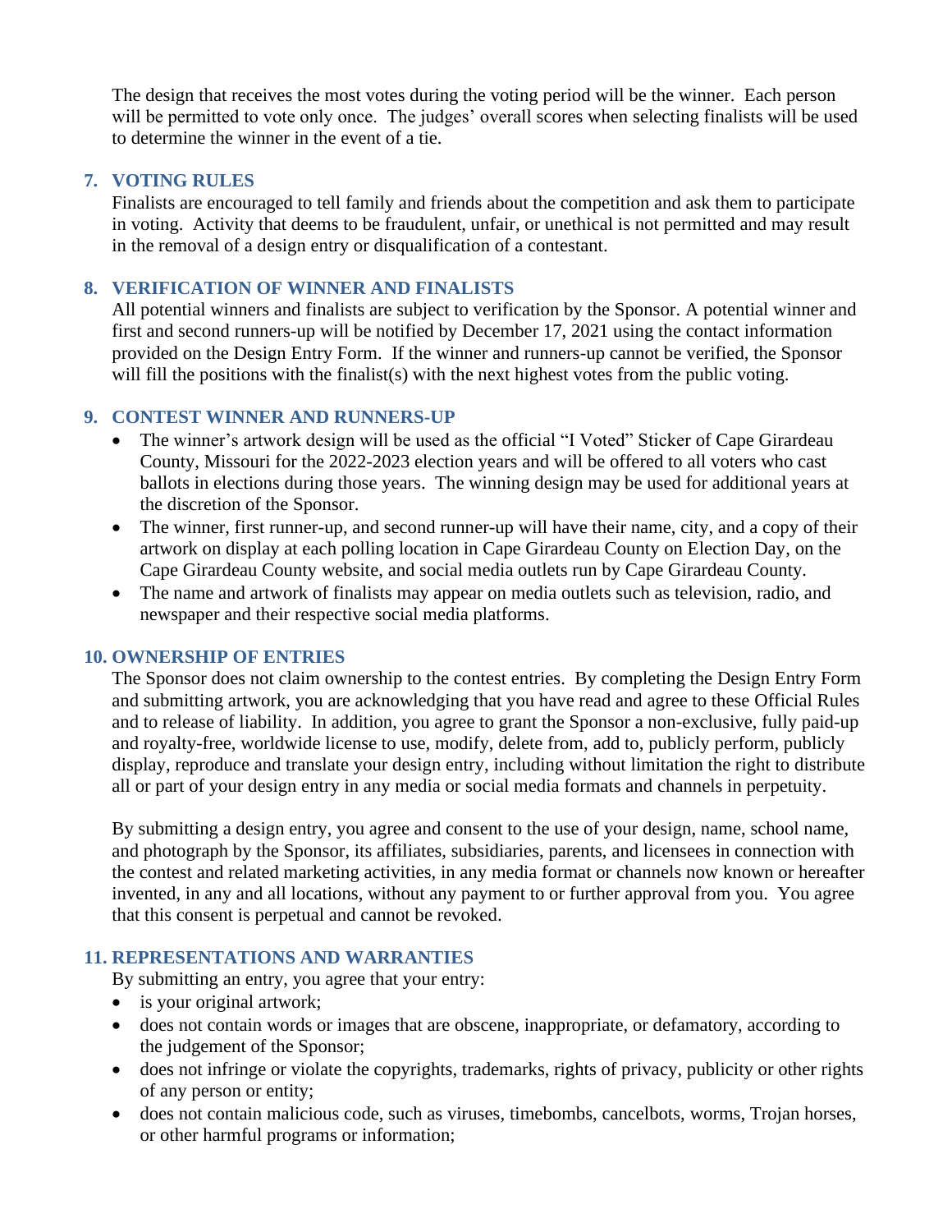The design that receives the most votes during the voting period will be the winner. Each person will be permitted to vote only once. The judges' overall scores when selecting finalists will be used to determine the winner in the event of a tie.

## 7. VOTING RULES

Finalists are encouraged to tell family and friends about the competition and ask them to participate in voting. Activity that deems to be fraudulent, unfair, or unethical is not permitted and may result in the removal of a design entry or disqualification of a contestant.

## 8. VERIFICATION OF WINNER AND FINALISTS

All potential winners and finalists are subject to verification by the Sponsor. A potential winner and first and second runners-up will be notified by December 17, 2021 using the contact information provided on the Design Entry Form. If the winner and runners-up cannot be verified, the Sponsor will fill the positions with the finalist(s) with the next highest votes from the public voting.

## 9. CONTEST WINNER AND RUNNERS-UP

- The winner's artwork design will be used as the official "I Voted" Sticker of Cape Girardeau County, Missouri for the 2022-2023 election years and will be offered to all voters who cast ballots in elections during those years. The winning design may be used for additional years at the discretion of the Sponsor.
- The winner, first runner-up, and second runner-up will have their name, city, and a copy of their artwork on display at each polling location in Cape Girardeau County on Election Day, on the Cape Girardeau County website, and social media outlets run by Cape Girardeau County.
- The name and artwork of finalists may appear on media outlets such as television, radio, and newspaper and their respective social media platforms.

## 10. OWNERSHIP OF ENTRIES

The Sponsor does not claim ownership to the contest entries. By completing the Design Entry Form and submitting artwork, you are acknowledging that you have read and agree to these Official Rules and to release of liability. In addition, you agree to grant the Sponsor a non-exclusive, fully paid-up and royalty-free, worldwide license to use, modify, delete from, add to, publicly perform, publicly display, reproduce and translate your design entry, including without limitation the right to distribute all or part of your design entry in any media or social media formats and channels in perpetuity.

By submitting a design entry, you agree and consent to the use of your design, name, school name, and photograph by the Sponsor, its affiliates, subsidiaries, parents, and licensees in connection with the contest and related marketing activities, in any media format or channels now known or hereafter invented, in any and all locations, without any payment to or further approval from you. You agree that this consent is perpetual and cannot be revoked.

## 11. REPRESENTATIONS AND WARRANTIES

By submitting an entry, you agree that your entry:

- is your original artwork;
- does not contain words or images that are obscene, inappropriate, or defamatory, according to the judgement of the Sponsor;
- does not infringe or violate the copyrights, trademarks, rights of privacy, publicity or other rights of any person or entity;
- does not contain malicious code, such as viruses, timebombs, cancelbots, worms, Trojan horses, or other harmful programs or information;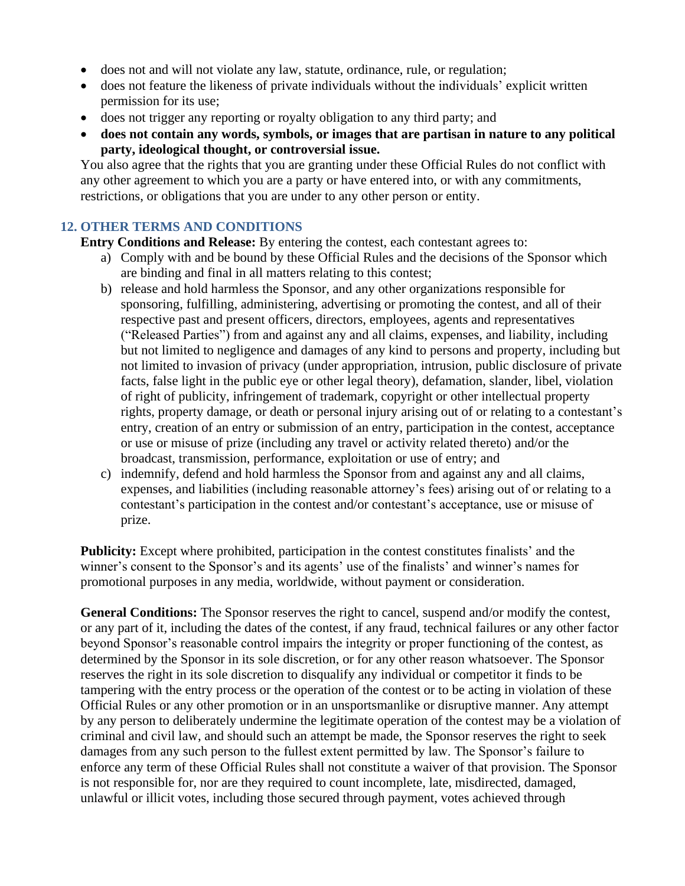- does not and will not violate any law, statute, ordinance, rule, or regulation;
- does not feature the likeness of private individuals without the individuals' explicit written permission for its use;
- does not trigger any reporting or royalty obligation to any third party; and
- **does not contain any words, symbols, or images that are partisan in nature to any political party, ideological thought, or controversial issue.**

You also agree that the rights that you are granting under these Official Rules do not conflict with any other agreement to which you are a party or have entered into, or with any commitments, restrictions, or obligations that you are under to any other person or entity.

## 12. OTHER TERMS AND CONDITIONS

**Entry Conditions and Release:** By entering the contest, each contestant agrees to:

a) Comply with and be bound by these Official Rules and the decisions of the Sponsor which are binding and final in all matters relating to this contest;
b) release and hold harmless the Sponsor, and any other organizations responsible for sponsoring, fulfilling, administering, advertising or promoting the contest, and all of their respective past and present officers, directors, employees, agents and representatives ("Released Parties") from and against any and all claims, expenses, and liability, including but not limited to negligence and damages of any kind to persons and property, including but not limited to invasion of privacy (under appropriation, intrusion, public disclosure of private facts, false light in the public eye or other legal theory), defamation, slander, libel, violation of right of publicity, infringement of trademark, copyright or other intellectual property rights, property damage, or death or personal injury arising out of or relating to a contestant's entry, creation of an entry or submission of an entry, participation in the contest, acceptance or use or misuse of prize (including any travel or activity related thereto) and/or the broadcast, transmission, performance, exploitation or use of entry; and
c) indemnify, defend and hold harmless the Sponsor from and against any and all claims, expenses, and liabilities (including reasonable attorney's fees) arising out of or relating to a contestant's participation in the contest and/or contestant's acceptance, use or misuse of prize.

**Publicity:** Except where prohibited, participation in the contest constitutes finalists' and the winner's consent to the Sponsor's and its agents' use of the finalists' and winner's names for promotional purposes in any media, worldwide, without payment or consideration.

**General Conditions:** The Sponsor reserves the right to cancel, suspend and/or modify the contest, or any part of it, including the dates of the contest, if any fraud, technical failures or any other factor beyond Sponsor's reasonable control impairs the integrity or proper functioning of the contest, as determined by the Sponsor in its sole discretion, or for any other reason whatsoever. The Sponsor reserves the right in its sole discretion to disqualify any individual or competitor it finds to be tampering with the entry process or the operation of the contest or to be acting in violation of these Official Rules or any other promotion or in an unsportsmanlike or disruptive manner. Any attempt by any person to deliberately undermine the legitimate operation of the contest may be a violation of criminal and civil law, and should such an attempt be made, the Sponsor reserves the right to seek damages from any such person to the fullest extent permitted by law. The Sponsor's failure to enforce any term of these Official Rules shall not constitute a waiver of that provision. The Sponsor is not responsible for, nor are they required to count incomplete, late, misdirected, damaged, unlawful or illicit votes, including those secured through payment, votes achieved through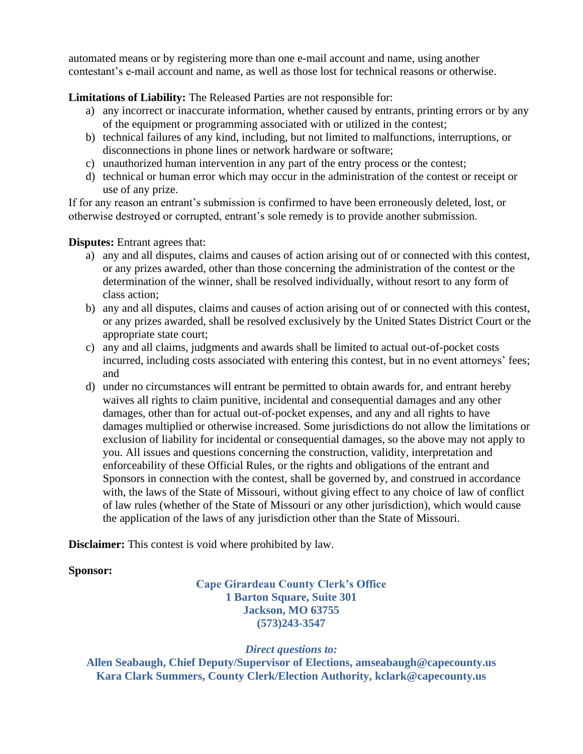automated means or by registering more than one e-mail account and name, using another contestant's e-mail account and name, as well as those lost for technical reasons or otherwise.

**Limitations of Liability:** The Released Parties are not responsible for:

a) any incorrect or inaccurate information, whether caused by entrants, printing errors or by any of the equipment or programming associated with or utilized in the contest;
b) technical failures of any kind, including, but not limited to malfunctions, interruptions, or disconnections in phone lines or network hardware or software;
c) unauthorized human intervention in any part of the entry process or the contest;
d) technical or human error which may occur in the administration of the contest or receipt or use of any prize.

If for any reason an entrant's submission is confirmed to have been erroneously deleted, lost, or otherwise destroyed or corrupted, entrant's sole remedy is to provide another submission.

**Disputes:** Entrant agrees that:

a) any and all disputes, claims and causes of action arising out of or connected with this contest, or any prizes awarded, other than those concerning the administration of the contest or the determination of the winner, shall be resolved individually, without resort to any form of class action;
b) any and all disputes, claims and causes of action arising out of or connected with this contest, or any prizes awarded, shall be resolved exclusively by the United States District Court or the appropriate state court;
c) any and all claims, judgments and awards shall be limited to actual out-of-pocket costs incurred, including costs associated with entering this contest, but in no event attorneys' fees; and
d) under no circumstances will entrant be permitted to obtain awards for, and entrant hereby waives all rights to claim punitive, incidental and consequential damages and any other damages, other than for actual out-of-pocket expenses, and any and all rights to have damages multiplied or otherwise increased. Some jurisdictions do not allow the limitations or exclusion of liability for incidental or consequential damages, so the above may not apply to you. All issues and questions concerning the construction, validity, interpretation and enforceability of these Official Rules, or the rights and obligations of the entrant and Sponsors in connection with the contest, shall be governed by, and construed in accordance with, the laws of the State of Missouri, without giving effect to any choice of law of conflict of law rules (whether of the State of Missouri or any other jurisdiction), which would cause the application of the laws of any jurisdiction other than the State of Missouri.

**Disclaimer:** This contest is void where prohibited by law.

**Sponsor:**

**Cape Girardeau County Clerk's Office**
**1 Barton Square, Suite 301**
**Jackson, MO 63755**
**(573)243-3547**

***Direct questions to:***

**Allen Seabaugh, Chief Deputy/Supervisor of Elections, amseabaugh@capecounty.us**
**Kara Clark Summers, County Clerk/Election Authority, kclark@capecounty.us**